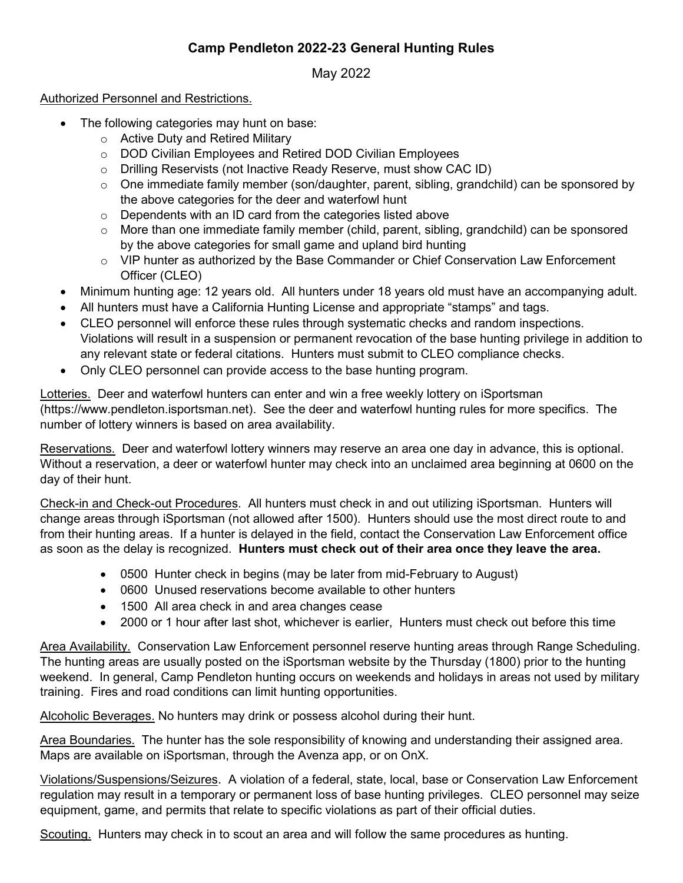# Camp Pendleton 2022-23 General Hunting Rules

May 2022

<u>Authorized Personnel and Restrictions.</u>

- The following categories may hunt on base:
  - Active Duty and Retired Military
  - DOD Civilian Employees and Retired DOD Civilian Employees
  - Drilling Reservists (not Inactive Ready Reserve, must show CAC ID)
  - One immediate family member (son/daughter, parent, sibling, grandchild) can be sponsored by the above categories for the deer and waterfowl hunt
  - Dependents with an ID card from the categories listed above
  - More than one immediate family member (child, parent, sibling, grandchild) can be sponsored by the above categories for small game and upland bird hunting
  - VIP hunter as authorized by the Base Commander or Chief Conservation Law Enforcement Officer (CLEO)
- Minimum hunting age: 12 years old. All hunters under 18 years old must have an accompanying adult.
- All hunters must have a California Hunting License and appropriate "stamps" and tags.
- CLEO personnel will enforce these rules through systematic checks and random inspections. Violations will result in a suspension or permanent revocation of the base hunting privilege in addition to any relevant state or federal citations. Hunters must submit to CLEO compliance checks.
- Only CLEO personnel can provide access to the base hunting program.

<u>Lotteries.</u> Deer and waterfowl hunters can enter and win a free weekly lottery on iSportsman (https://www.pendleton.isportsman.net). See the deer and waterfowl hunting rules for more specifics. The number of lottery winners is based on area availability.

<u>Reservations.</u> Deer and waterfowl lottery winners may reserve an area one day in advance, this is optional. Without a reservation, a deer or waterfowl hunter may check into an unclaimed area beginning at 0600 on the day of their hunt.

<u>Check-in and Check-out Procedures</u>. All hunters must check in and out utilizing iSportsman. Hunters will change areas through iSportsman (not allowed after 1500). Hunters should use the most direct route to and from their hunting areas. If a hunter is delayed in the field, contact the Conservation Law Enforcement office as soon as the delay is recognized. **Hunters must check out of their area once they leave the area.**

- 0500 Hunter check in begins (may be later from mid-February to August)
- 0600 Unused reservations become available to other hunters
- 1500 All area check in and area changes cease
- 2000 or 1 hour after last shot, whichever is earlier, Hunters must check out before this time

<u>Area Availability.</u> Conservation Law Enforcement personnel reserve hunting areas through Range Scheduling. The hunting areas are usually posted on the iSportsman website by the Thursday (1800) prior to the hunting weekend. In general, Camp Pendleton hunting occurs on weekends and holidays in areas not used by military training. Fires and road conditions can limit hunting opportunities.

<u>Alcoholic Beverages.</u> No hunters may drink or possess alcohol during their hunt.

<u>Area Boundaries.</u> The hunter has the sole responsibility of knowing and understanding their assigned area. Maps are available on iSportsman, through the Avenza app, or on OnX.

<u>Violations/Suspensions/Seizures</u>. A violation of a federal, state, local, base or Conservation Law Enforcement regulation may result in a temporary or permanent loss of base hunting privileges. CLEO personnel may seize equipment, game, and permits that relate to specific violations as part of their official duties.

<u>Scouting.</u> Hunters may check in to scout an area and will follow the same procedures as hunting.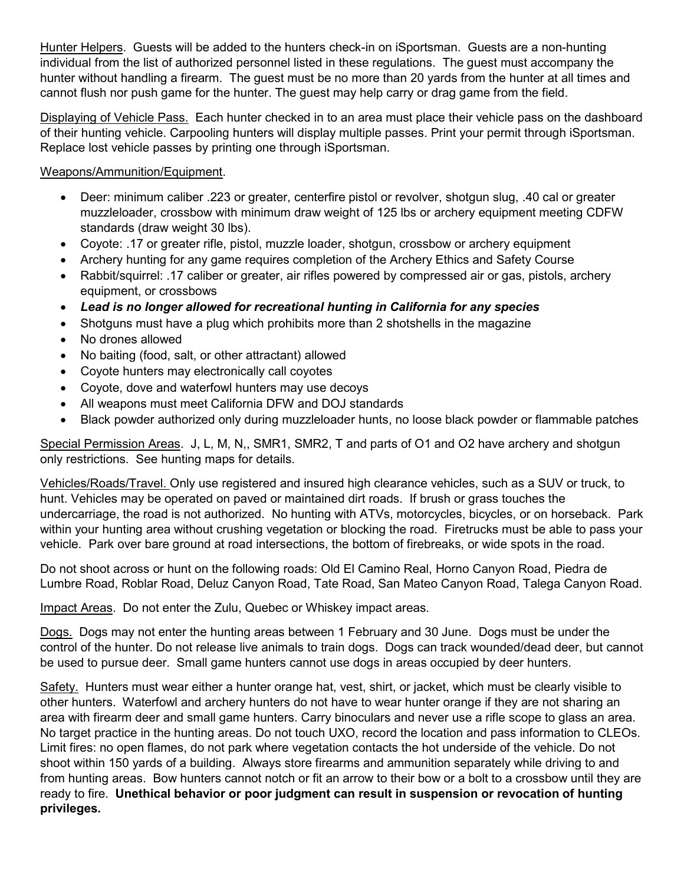Hunter Helpers. Guests will be added to the hunters check-in on iSportsman. Guests are a non-hunting individual from the list of authorized personnel listed in these regulations. The guest must accompany the hunter without handling a firearm. The guest must be no more than 20 yards from the hunter at all times and cannot flush nor push game for the hunter. The guest may help carry or drag game from the field.

Displaying of Vehicle Pass. Each hunter checked in to an area must place their vehicle pass on the dashboard of their hunting vehicle. Carpooling hunters will display multiple passes. Print your permit through iSportsman. Replace lost vehicle passes by printing one through iSportsman.

Weapons/Ammunition/Equipment.

- Deer: minimum caliber .223 or greater, centerfire pistol or revolver, shotgun slug, .40 cal or greater muzzleloader, crossbow with minimum draw weight of 125 lbs or archery equipment meeting CDFW standards (draw weight 30 lbs).
- Coyote: .17 or greater rifle, pistol, muzzle loader, shotgun, crossbow or archery equipment
- Archery hunting for any game requires completion of the Archery Ethics and Safety Course
- Rabbit/squirrel: .17 caliber or greater, air rifles powered by compressed air or gas, pistols, archery equipment, or crossbows
- ***Lead is no longer allowed for recreational hunting in California for any species***
- Shotguns must have a plug which prohibits more than 2 shotshells in the magazine
- No drones allowed
- No baiting (food, salt, or other attractant) allowed
- Coyote hunters may electronically call coyotes
- Coyote, dove and waterfowl hunters may use decoys
- All weapons must meet California DFW and DOJ standards
- Black powder authorized only during muzzleloader hunts, no loose black powder or flammable patches

Special Permission Areas. J, L, M, N,, SMR1, SMR2, T and parts of O1 and O2 have archery and shotgun only restrictions. See hunting maps for details.

Vehicles/Roads/Travel. Only use registered and insured high clearance vehicles, such as a SUV or truck, to hunt. Vehicles may be operated on paved or maintained dirt roads. If brush or grass touches the undercarriage, the road is not authorized. No hunting with ATVs, motorcycles, bicycles, or on horseback. Park within your hunting area without crushing vegetation or blocking the road. Firetrucks must be able to pass your vehicle. Park over bare ground at road intersections, the bottom of firebreaks, or wide spots in the road.

Do not shoot across or hunt on the following roads: Old El Camino Real, Horno Canyon Road, Piedra de Lumbre Road, Roblar Road, Deluz Canyon Road, Tate Road, San Mateo Canyon Road, Talega Canyon Road.

Impact Areas. Do not enter the Zulu, Quebec or Whiskey impact areas.

Dogs. Dogs may not enter the hunting areas between 1 February and 30 June. Dogs must be under the control of the hunter. Do not release live animals to train dogs. Dogs can track wounded/dead deer, but cannot be used to pursue deer. Small game hunters cannot use dogs in areas occupied by deer hunters.

Safety. Hunters must wear either a hunter orange hat, vest, shirt, or jacket, which must be clearly visible to other hunters. Waterfowl and archery hunters do not have to wear hunter orange if they are not sharing an area with firearm deer and small game hunters. Carry binoculars and never use a rifle scope to glass an area. No target practice in the hunting areas. Do not touch UXO, record the location and pass information to CLEOs. Limit fires: no open flames, do not park where vegetation contacts the hot underside of the vehicle. Do not shoot within 150 yards of a building. Always store firearms and ammunition separately while driving to and from hunting areas. Bow hunters cannot notch or fit an arrow to their bow or a bolt to a crossbow until they are ready to fire. **Unethical behavior or poor judgment can result in suspension or revocation of hunting privileges.**